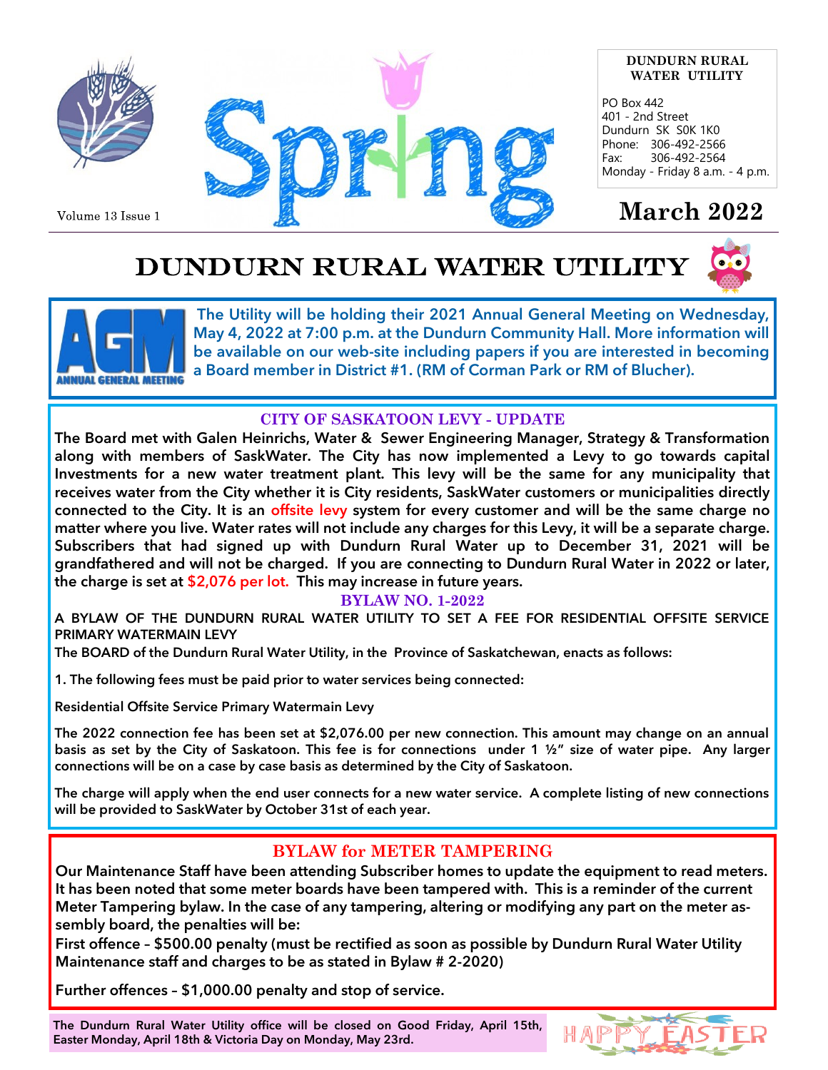DUNDURN RURAL WATER UTILITY

PO Box 442
401 - 2nd Street
Dundurn SK S0K 1K0
Phone: 306-492-2566
Fax: 306-492-2564
Monday - Friday 8 a.m. - 4 p.m.

Volume 13 Issue 1

Spring

**March 2022**

# DUNDURN RURAL WATER UTILITY

AGM ANNUAL GENERAL MEETING

**The Utility will be holding their 2021 Annual General Meeting on Wednesday, May 4, 2022 at 7:00 p.m. at the Dundurn Community Hall. More information will be available on our web-site including papers if you are interested in becoming a Board member in District #1. (RM of Corman Park or RM of Blucher).**

## CITY OF SASKATOON LEVY - UPDATE

**The Board met with Galen Heinrichs, Water & Sewer Engineering Manager, Strategy & Transformation along with members of SaskWater. The City has now implemented a Levy to go towards capital Investments for a new water treatment plant. This levy will be the same for any municipality that receives water from the City whether it is City residents, SaskWater customers or municipalities directly connected to the City. It is an offsite levy system for every customer and will be the same charge no matter where you live. Water rates will not include any charges for this Levy, it will be a separate charge. Subscribers that had signed up with Dundurn Rural Water up to December 31, 2021 will be grandfathered and will not be charged. If you are connecting to Dundurn Rural Water in 2022 or later, the charge is set at $2,076 per lot. This may increase in future years.**

## BYLAW NO. 1-2022

**A BYLAW OF THE DUNDURN RURAL WATER UTILITY TO SET A FEE FOR RESIDENTIAL OFFSITE SERVICE PRIMARY WATERMAIN LEVY**

**The BOARD of the Dundurn Rural Water Utility, in the Province of Saskatchewan, enacts as follows:**

**1. The following fees must be paid prior to water services being connected:**

**Residential Offsite Service Primary Watermain Levy**

**The 2022 connection fee has been set at $2,076.00 per new connection. This amount may change on an annual basis as set by the City of Saskatoon. This fee is for connections under 1 ½" size of water pipe. Any larger connections will be on a case by case basis as determined by the City of Saskatoon.**

**The charge will apply when the end user connects for a new water service. A complete listing of new connections will be provided to SaskWater by October 31st of each year.**

## BYLAW for METER TAMPERING

**Our Maintenance Staff have been attending Subscriber homes to update the equipment to read meters. It has been noted that some meter boards have been tampered with. This is a reminder of the current Meter Tampering bylaw. In the case of any tampering, altering or modifying any part on the meter assembly board, the penalties will be:**

**First offence – $500.00 penalty (must be rectified as soon as possible by Dundurn Rural Water Utility Maintenance staff and charges to be as stated in Bylaw # 2-2020)**

**Further offences – $1,000.00 penalty and stop of service.**

**The Dundurn Rural Water Utility office will be closed on Good Friday, April 15th, Easter Monday, April 18th & Victoria Day on Monday, May 23rd.**

HAPPY EASTER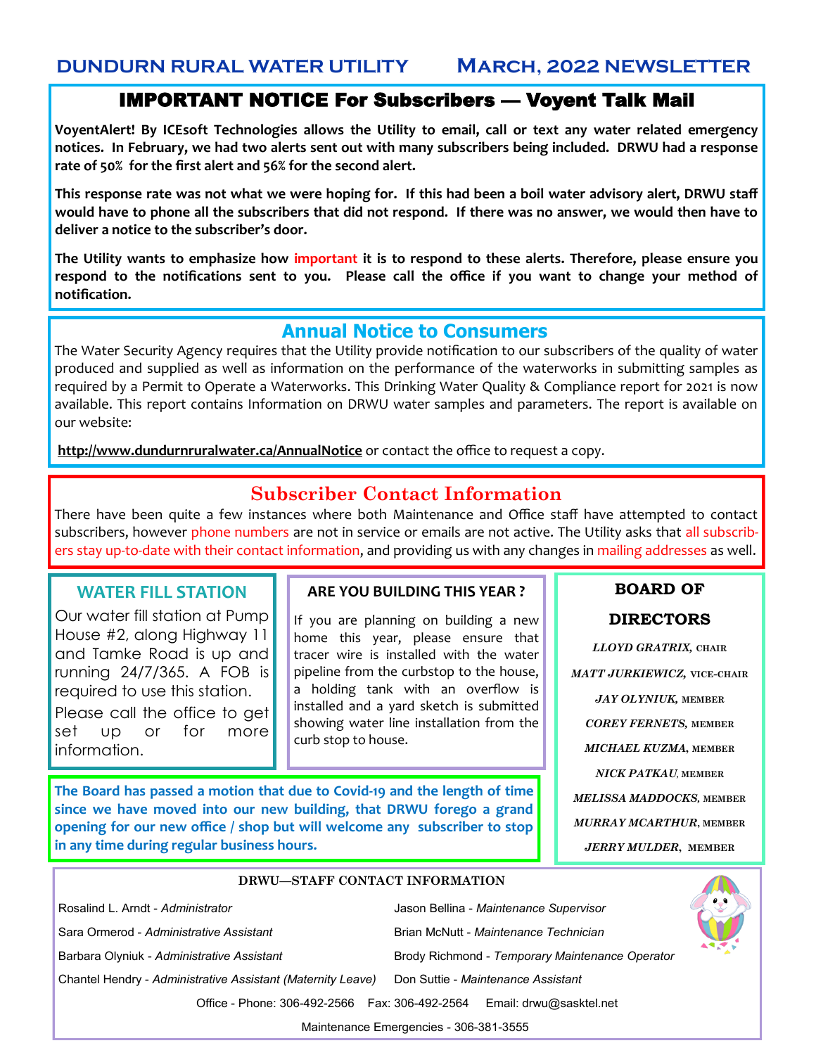# DUNDURN RURAL WATER UTILITY — MARCH, 2022 NEWSLETTER

## IMPORTANT NOTICE For Subscribers — Voyent Talk Mail

**VoyentAlert! By ICEsoft Technologies allows the Utility to email, call or text any water related emergency notices. In February, we had two alerts sent out with many subscribers being included. DRWU had a response rate of 50% for the first alert and 56% for the second alert.**

**This response rate was not what we were hoping for. If this had been a boil water advisory alert, DRWU staff would have to phone all the subscribers that did not respond. If there was no answer, we would then have to deliver a notice to the subscriber's door.**

**The Utility wants to emphasize how important it is to respond to these alerts. Therefore, please ensure you respond to the notifications sent to you. Please call the office if you want to change your method of notification.**

## Annual Notice to Consumers

The Water Security Agency requires that the Utility provide notification to our subscribers of the quality of water produced and supplied as well as information on the performance of the waterworks in submitting samples as required by a Permit to Operate a Waterworks. This Drinking Water Quality & Compliance report for 2021 is now available. This report contains Information on DRWU water samples and parameters. The report is available on our website:

**http://www.dundurnruralwater.ca/AnnualNotice** or contact the office to request a copy.

## Subscriber Contact Information

There have been quite a few instances where both Maintenance and Office staff have attempted to contact subscribers, however phone numbers are not in service or emails are not active. The Utility asks that all subscribers stay up-to-date with their contact information, and providing us with any changes in mailing addresses as well.

### WATER FILL STATION

Our water fill station at Pump House #2, along Highway 11 and Tamke Road is up and running 24/7/365. A FOB is required to use this station.

Please call the office to get set up or for more information.

### ARE YOU BUILDING THIS YEAR ?

If you are planning on building a new home this year, please ensure that tracer wire is installed with the water pipeline from the curbstop to the house, a holding tank with an overflow is installed and a yard sketch is submitted showing water line installation from the curb stop to house.

**The Board has passed a motion that due to Covid-19 and the length of time since we have moved into our new building, that DRWU forego a grand opening for our new office / shop but will welcome any subscriber to stop in any time during regular business hours.**

### BOARD OF DIRECTORS

*LLOYD GRATRIX,* CHAIR

*MATT JURKIEWICZ,* VICE-CHAIR

*JAY OLYNIUK,* MEMBER

*COREY FERNETS,* MEMBER

*MICHAEL KUZMA*, MEMBER

*NICK PATKAU*, MEMBER

*MELISSA MADDOCKS,* MEMBER

*MURRAY MCARTHUR*, MEMBER

*JERRY MULDER*, MEMBER

### DRWU—STAFF CONTACT INFORMATION

Rosalind L. Arndt - *Administrator*

Sara Ormerod - *Administrative Assistant*

Barbara Olyniuk - *Administrative Assistant*

Chantel Hendry - *Administrative Assistant (Maternity Leave)*

Jason Bellina - *Maintenance Supervisor*

Brian McNutt - *Maintenance Technician*

Brody Richmond - *Temporary Maintenance Operator*

Don Suttie - *Maintenance Assistant*

Office - Phone: 306-492-2566 Fax: 306-492-2564 Email: drwu@sasktel.net

Maintenance Emergencies - 306-381-3555